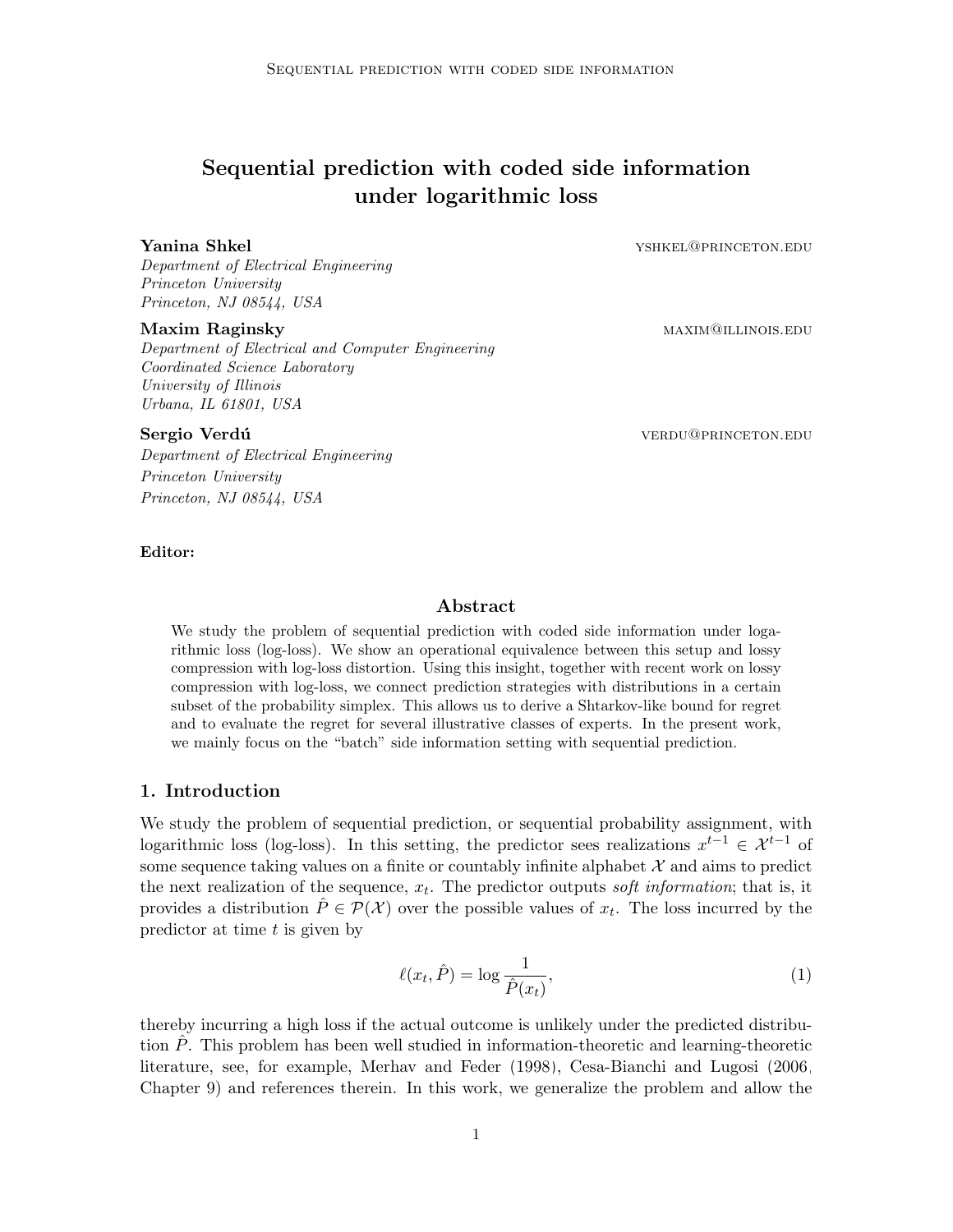# Sequential prediction with coded side information under logarithmic loss

**Yanina Shkel** yshkel@princeton.edu
*Department of Electrical Engineering*
*Princeton University*
*Princeton, NJ 08544, USA*

**Maxim Raginsky** maxim@illinois.edu
*Department of Electrical and Computer Engineering*
*Coordinated Science Laboratory*
*University of Illinois*
*Urbana, IL 61801, USA*

**Sergio Verdú** verdu@princeton.edu
*Department of Electrical Engineering*
*Princeton University*
*Princeton, NJ 08544, USA*

**Editor:**

## Abstract

We study the problem of sequential prediction with coded side information under logarithmic loss (log-loss). We show an operational equivalence between this setup and lossy compression with log-loss distortion. Using this insight, together with recent work on lossy compression with log-loss, we connect prediction strategies with distributions in a certain subset of the probability simplex. This allows us to derive a Shtarkov-like bound for regret and to evaluate the regret for several illustrative classes of experts. In the present work, we mainly focus on the "batch" side information setting with sequential prediction.

## 1. Introduction

We study the problem of sequential prediction, or sequential probability assignment, with logarithmic loss (log-loss). In this setting, the predictor sees realizations $x^{t-1} \in \mathcal{X}^{t-1}$ of some sequence taking values on a finite or countably infinite alphabet $\mathcal{X}$ and aims to predict the next realization of the sequence, $x_t$. The predictor outputs *soft information*; that is, it provides a distribution $\hat{P} \in \mathcal{P}(\mathcal{X})$ over the possible values of $x_t$. The loss incurred by the predictor at time $t$ is given by

$$\ell(x_t, \hat{P}) = \log \frac{1}{\hat{P}(x_t)}, \tag{1}$$

thereby incurring a high loss if the actual outcome is unlikely under the predicted distribution $\hat{P}$. This problem has been well studied in information-theoretic and learning-theoretic literature, see, for example, Merhav and Feder (1998), Cesa-Bianchi and Lugosi (2006, Chapter 9) and references therein. In this work, we generalize the problem and allow the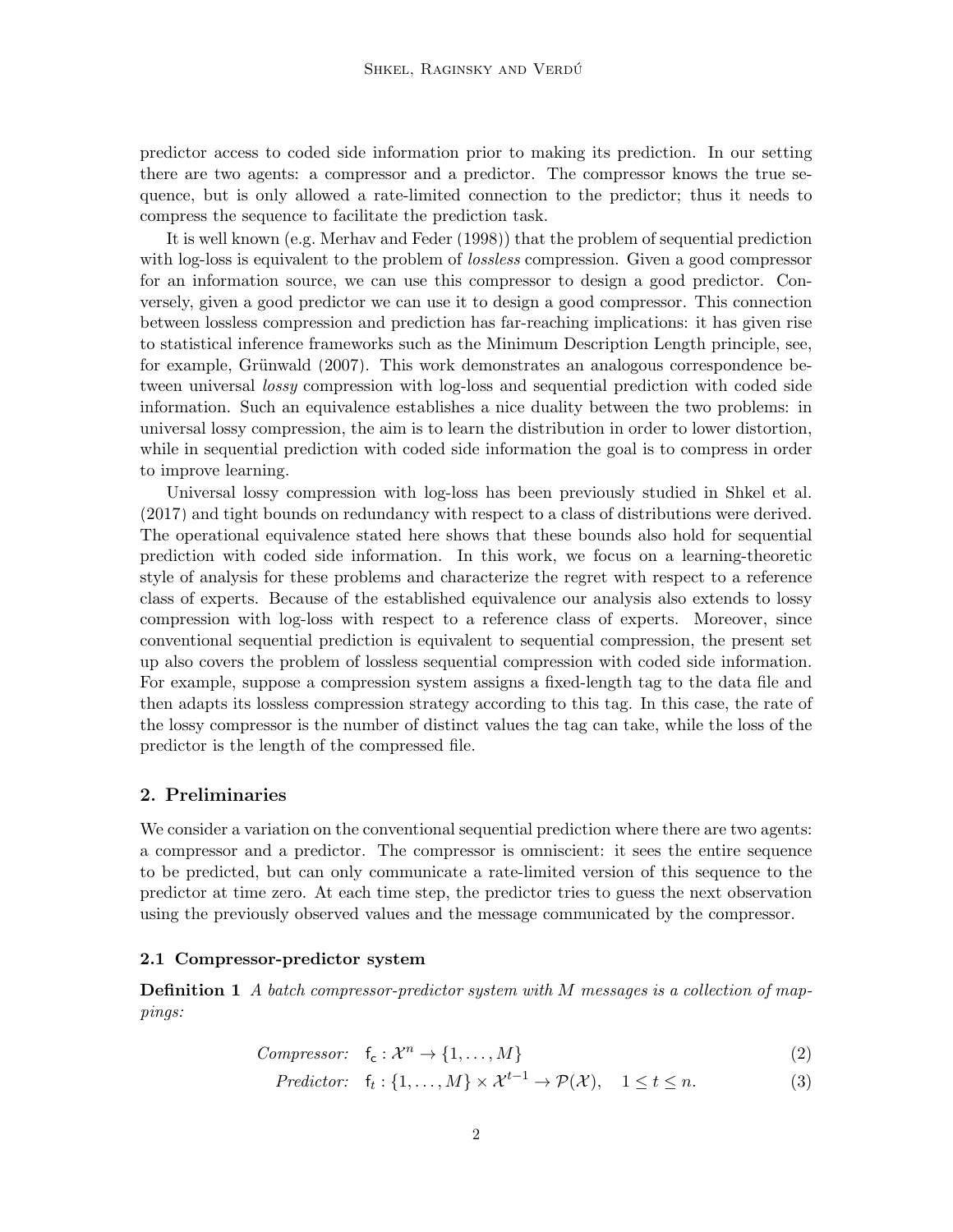predictor access to coded side information prior to making its prediction. In our setting there are two agents: a compressor and a predictor. The compressor knows the true sequence, but is only allowed a rate-limited connection to the predictor; thus it needs to compress the sequence to facilitate the prediction task.

It is well known (e.g. Merhav and Feder (1998)) that the problem of sequential prediction with log-loss is equivalent to the problem of *lossless* compression. Given a good compressor for an information source, we can use this compressor to design a good predictor. Conversely, given a good predictor we can use it to design a good compressor. This connection between lossless compression and prediction has far-reaching implications: it has given rise to statistical inference frameworks such as the Minimum Description Length principle, see, for example, Grünwald (2007). This work demonstrates an analogous correspondence between universal *lossy* compression with log-loss and sequential prediction with coded side information. Such an equivalence establishes a nice duality between the two problems: in universal lossy compression, the aim is to learn the distribution in order to lower distortion, while in sequential prediction with coded side information the goal is to compress in order to improve learning.

Universal lossy compression with log-loss has been previously studied in Shkel et al. (2017) and tight bounds on redundancy with respect to a class of distributions were derived. The operational equivalence stated here shows that these bounds also hold for sequential prediction with coded side information. In this work, we focus on a learning-theoretic style of analysis for these problems and characterize the regret with respect to a reference class of experts. Because of the established equivalence our analysis also extends to lossy compression with log-loss with respect to a reference class of experts. Moreover, since conventional sequential prediction is equivalent to sequential compression, the present set up also covers the problem of lossless sequential compression with coded side information. For example, suppose a compression system assigns a fixed-length tag to the data file and then adapts its lossless compression strategy according to this tag. In this case, the rate of the lossy compressor is the number of distinct values the tag can take, while the loss of the predictor is the length of the compressed file.

## 2. Preliminaries

We consider a variation on the conventional sequential prediction where there are two agents: a compressor and a predictor. The compressor is omniscient: it sees the entire sequence to be predicted, but can only communicate a rate-limited version of this sequence to the predictor at time zero. At each time step, the predictor tries to guess the next observation using the previously observed values and the message communicated by the compressor.

### 2.1 Compressor-predictor system

**Definition 1** *A batch compressor-predictor system with $M$ messages is a collection of mappings:*

$$\textit{Compressor:} \quad \mathsf{f_c} : \mathcal{X}^n \to \{1, \ldots, M\} \tag{2}$$

$$\textit{Predictor:} \quad \mathsf{f}_t : \{1, \ldots, M\} \times \mathcal{X}^{t-1} \to \mathcal{P}(\mathcal{X}), \quad 1 \le t \le n. \tag{3}$$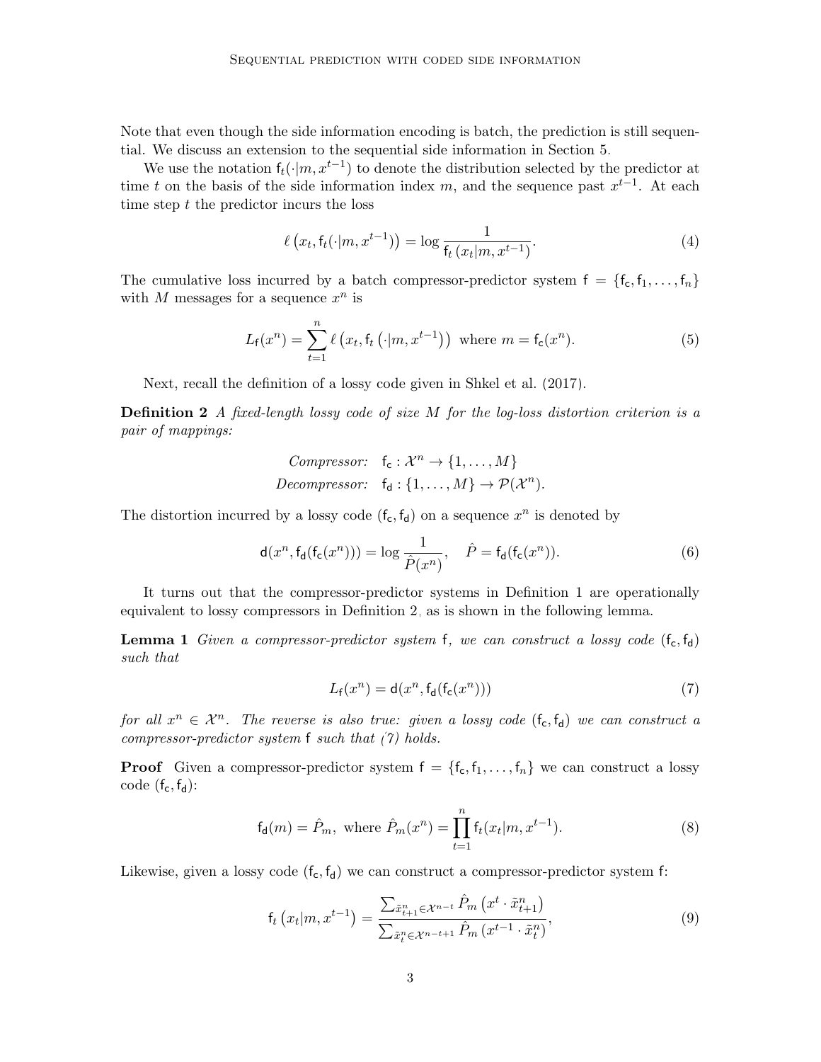Note that even though the side information encoding is batch, the prediction is still sequential. We discuss an extension to the sequential side information in Section 5.

We use the notation $\mathsf{f}_t(\cdot|m, x^{t-1})$ to denote the distribution selected by the predictor at time $t$ on the basis of the side information index $m$, and the sequence past $x^{t-1}$. At each time step $t$ the predictor incurs the loss

$$\ell\left(x_t, \mathsf{f}_t(\cdot|m, x^{t-1})\right) = \log \frac{1}{\mathsf{f}_t\left(x_t|m, x^{t-1}\right)}. \tag{4}$$

The cumulative loss incurred by a batch compressor-predictor system $\mathsf{f} = \{\mathsf{f}_\mathsf{c}, \mathsf{f}_1, \ldots, \mathsf{f}_n\}$ with $M$ messages for a sequence $x^n$ is

$$L_\mathsf{f}(x^n) = \sum_{t=1}^{n} \ell\left(x_t, \mathsf{f}_t\left(\cdot|m, x^{t-1}\right)\right) \text{ where } m = \mathsf{f}_\mathsf{c}(x^n). \tag{5}$$

Next, recall the definition of a lossy code given in Shkel et al. (2017).

**Definition 2** *A fixed-length lossy code of size $M$ for the log-loss distortion criterion is a pair of mappings:*

$$\textit{Compressor:} \quad \mathsf{f}_\mathsf{c} : \mathcal{X}^n \to \{1, \ldots, M\}$$
$$\textit{Decompressor:} \quad \mathsf{f}_\mathsf{d} : \{1, \ldots, M\} \to \mathcal{P}(\mathcal{X}^n).$$

The distortion incurred by a lossy code $(\mathsf{f}_\mathsf{c}, \mathsf{f}_\mathsf{d})$ on a sequence $x^n$ is denoted by

$$\mathsf{d}(x^n, \mathsf{f}_\mathsf{d}(\mathsf{f}_\mathsf{c}(x^n))) = \log \frac{1}{\hat{P}(x^n)}, \quad \hat{P} = \mathsf{f}_\mathsf{d}(\mathsf{f}_\mathsf{c}(x^n)). \tag{6}$$

It turns out that the compressor-predictor systems in Definition 1 are operationally equivalent to lossy compressors in Definition 2, as is shown in the following lemma.

**Lemma 1** *Given a compressor-predictor system $\mathsf{f}$, we can construct a lossy code $(\mathsf{f}_\mathsf{c}, \mathsf{f}_\mathsf{d})$ such that*

$$L_\mathsf{f}(x^n) = \mathsf{d}(x^n, \mathsf{f}_\mathsf{d}(\mathsf{f}_\mathsf{c}(x^n))) \tag{7}$$

*for all $x^n \in \mathcal{X}^n$. The reverse is also true: given a lossy code $(\mathsf{f}_\mathsf{c}, \mathsf{f}_\mathsf{d})$ we can construct a compressor-predictor system $\mathsf{f}$ such that (7) holds.*

**Proof** Given a compressor-predictor system $\mathsf{f} = \{\mathsf{f}_\mathsf{c}, \mathsf{f}_1, \ldots, \mathsf{f}_n\}$ we can construct a lossy code $(\mathsf{f}_\mathsf{c}, \mathsf{f}_\mathsf{d})$:

$$\mathsf{f}_\mathsf{d}(m) = \hat{P}_m, \text{ where } \hat{P}_m(x^n) = \prod_{t=1}^{n} \mathsf{f}_t(x_t|m, x^{t-1}). \tag{8}$$

Likewise, given a lossy code $(\mathsf{f}_\mathsf{c}, \mathsf{f}_\mathsf{d})$ we can construct a compressor-predictor system $\mathsf{f}$:

$$\mathsf{f}_t\left(x_t|m, x^{t-1}\right) = \frac{\sum_{\tilde{x}_{t+1}^n \in \mathcal{X}^{n-t}} \hat{P}_m\left(x^t \cdot \tilde{x}_{t+1}^n\right)}{\sum_{\tilde{x}_t^n \in \mathcal{X}^{n-t+1}} \hat{P}_m\left(x^{t-1} \cdot \tilde{x}_t^n\right)}, \tag{9}$$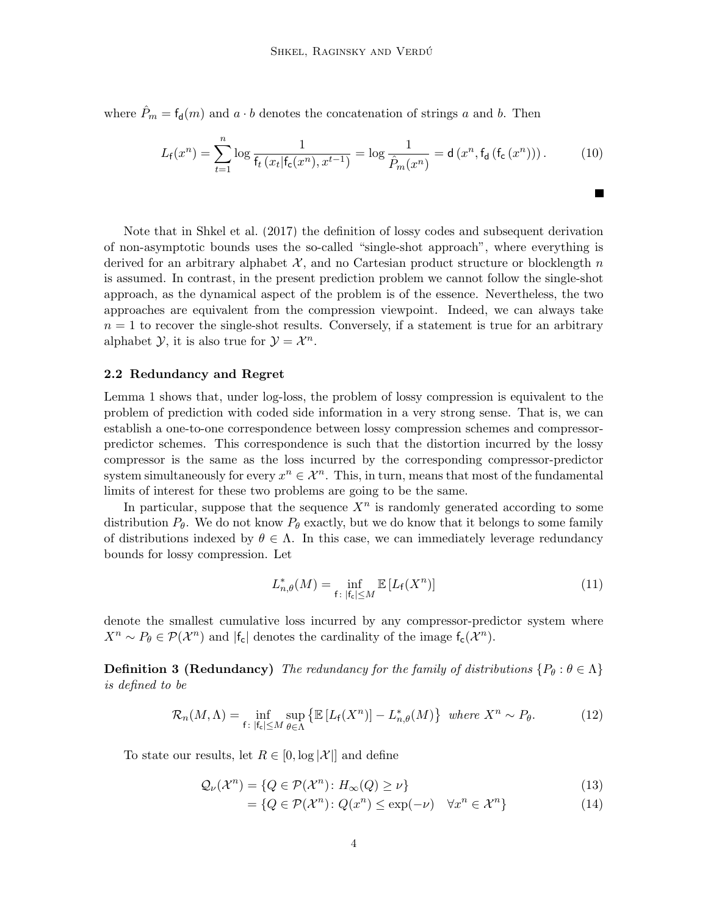where $\hat{P}_m = \mathsf{f}_\mathsf{d}(m)$ and $a \cdot b$ denotes the concatenation of strings $a$ and $b$. Then

$$L_\mathsf{f}(x^n) = \sum_{t=1}^{n} \log \frac{1}{\mathsf{f}_t\left(x_t | \mathsf{f}_\mathsf{c}(x^n), x^{t-1}\right)} = \log \frac{1}{\hat{P}_m(x^n)} = \mathsf{d}\left(x^n, \mathsf{f}_\mathsf{d}\left(\mathsf{f}_\mathsf{c}\left(x^n\right)\right)\right). \tag{10}$$

■

Note that in Shkel et al. (2017) the definition of lossy codes and subsequent derivation of non-asymptotic bounds uses the so-called "single-shot approach", where everything is derived for an arbitrary alphabet $\mathcal{X}$, and no Cartesian product structure or blocklength $n$ is assumed. In contrast, in the present prediction problem we cannot follow the single-shot approach, as the dynamical aspect of the problem is of the essence. Nevertheless, the two approaches are equivalent from the compression viewpoint. Indeed, we can always take $n = 1$ to recover the single-shot results. Conversely, if a statement is true for an arbitrary alphabet $\mathcal{Y}$, it is also true for $\mathcal{Y} = \mathcal{X}^n$.

### 2.2 Redundancy and Regret

Lemma 1 shows that, under log-loss, the problem of lossy compression is equivalent to the problem of prediction with coded side information in a very strong sense. That is, we can establish a one-to-one correspondence between lossy compression schemes and compressor-predictor schemes. This correspondence is such that the distortion incurred by the lossy compressor is the same as the loss incurred by the corresponding compressor-predictor system simultaneously for every $x^n \in \mathcal{X}^n$. This, in turn, means that most of the fundamental limits of interest for these two problems are going to be the same.

In particular, suppose that the sequence $X^n$ is randomly generated according to some distribution $P_\theta$. We do not know $P_\theta$ exactly, but we do know that it belongs to some family of distributions indexed by $\theta \in \Lambda$. In this case, we can immediately leverage redundancy bounds for lossy compression. Let

$$L^*_{n,\theta}(M) = \inf_{\mathsf{f} \colon |\mathsf{f}_\mathsf{c}| \leq M} \mathbb{E}\left[L_\mathsf{f}(X^n)\right] \tag{11}$$

denote the smallest cumulative loss incurred by any compressor-predictor system where $X^n \sim P_\theta \in \mathcal{P}(\mathcal{X}^n)$ and $|\mathsf{f}_\mathsf{c}|$ denotes the cardinality of the image $\mathsf{f}_\mathsf{c}(\mathcal{X}^n)$.

**Definition 3 (Redundancy)** *The redundancy for the family of distributions $\{P_\theta : \theta \in \Lambda\}$ is defined to be*

$$\mathcal{R}_n(M, \Lambda) = \inf_{\mathsf{f} \colon |\mathsf{f}_\mathsf{c}| \leq M} \sup_{\theta \in \Lambda} \left\{\mathbb{E}\left[L_\mathsf{f}(X^n)\right] - L^*_{n,\theta}(M)\right\} \text{ where } X^n \sim P_\theta. \tag{12}$$

To state our results, let $R \in [0, \log |\mathcal{X}|]$ and define

$$\mathcal{Q}_\nu(\mathcal{X}^n) = \{Q \in \mathcal{P}(\mathcal{X}^n) \colon H_\infty(Q) \geq \nu\} \tag{13}$$

$$= \{Q \in \mathcal{P}(\mathcal{X}^n) \colon Q(x^n) \leq \exp(-\nu) \quad \forall x^n \in \mathcal{X}^n\} \tag{14}$$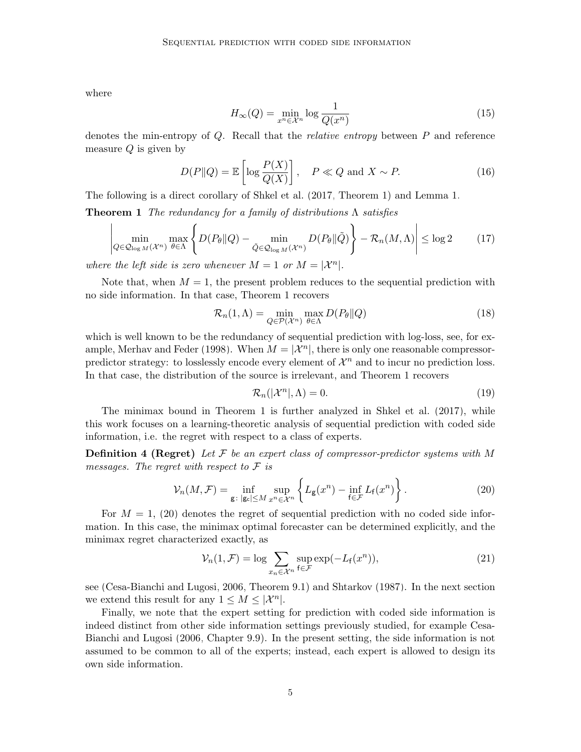where

$$H_\infty(Q) = \min_{x^n \in \mathcal{X}^n} \log \frac{1}{Q(x^n)} \tag{15}$$

denotes the min-entropy of $Q$. Recall that the *relative entropy* between $P$ and reference measure $Q$ is given by

$$D(P\|Q) = \mathbb{E}\left[\log \frac{P(X)}{Q(X)}\right], \quad P \ll Q \text{ and } X \sim P. \tag{16}$$

The following is a direct corollary of Shkel et al. (2017, Theorem 1) and Lemma 1.

**Theorem 1** *The redundancy for a family of distributions $\Lambda$ satisfies*

$$\left| \min_{Q \in \mathcal{Q}_{\log M}(\mathcal{X}^n)} \max_{\theta \in \Lambda} \left\{ D(P_\theta \| Q) - \min_{\tilde{Q} \in \mathcal{Q}_{\log M}(\mathcal{X}^n)} D(P_\theta \| \tilde{Q}) \right\} - \mathcal{R}_n(M, \Lambda) \right| \leq \log 2 \tag{17}$$

*where the left side is zero whenever $M = 1$ or $M = |\mathcal{X}^n|$.*

Note that, when $M = 1$, the present problem reduces to the sequential prediction with no side information. In that case, Theorem 1 recovers

$$\mathcal{R}_n(1, \Lambda) = \min_{Q \in \mathcal{P}(\mathcal{X}^n)} \max_{\theta \in \Lambda} D(P_\theta \| Q) \tag{18}$$

which is well known to be the redundancy of sequential prediction with log-loss, see, for example, Merhav and Feder (1998). When $M = |\mathcal{X}^n|$, there is only one reasonable compressor-predictor strategy: to losslessly encode every element of $\mathcal{X}^n$ and to incur no prediction loss. In that case, the distribution of the source is irrelevant, and Theorem 1 recovers

$$\mathcal{R}_n(|\mathcal{X}^n|, \Lambda) = 0. \tag{19}$$

The minimax bound in Theorem 1 is further analyzed in Shkel et al. (2017), while this work focuses on a learning-theoretic analysis of sequential prediction with coded side information, i.e. the regret with respect to a class of experts.

**Definition 4 (Regret)** *Let $\mathcal{F}$ be an expert class of compressor-predictor systems with $M$ messages. The regret with respect to $\mathcal{F}$ is*

$$\mathcal{V}_n(M, \mathcal{F}) = \inf_{\mathsf{g}\colon |\mathsf{g}_\mathsf{c}| \leq M} \sup_{x^n \in \mathcal{X}^n} \left\{ L_\mathsf{g}(x^n) - \inf_{\mathsf{f} \in \mathcal{F}} L_\mathsf{f}(x^n) \right\}. \tag{20}$$

For $M = 1$, (20) denotes the regret of sequential prediction with no coded side information. In this case, the minimax optimal forecaster can be determined explicitly, and the minimax regret characterized exactly, as

$$\mathcal{V}_n(1, \mathcal{F}) = \log \sum_{x_n \in \mathcal{X}^n} \sup_{\mathsf{f} \in \mathcal{F}} \exp(-L_\mathsf{f}(x^n)), \tag{21}$$

see (Cesa-Bianchi and Lugosi, 2006, Theorem 9.1) and Shtarkov (1987). In the next section we extend this result for any $1 \leq M \leq |\mathcal{X}^n|$.

Finally, we note that the expert setting for prediction with coded side information is indeed distinct from other side information settings previously studied, for example Cesa-Bianchi and Lugosi (2006, Chapter 9.9). In the present setting, the side information is not assumed to be common to all of the experts; instead, each expert is allowed to design its own side information.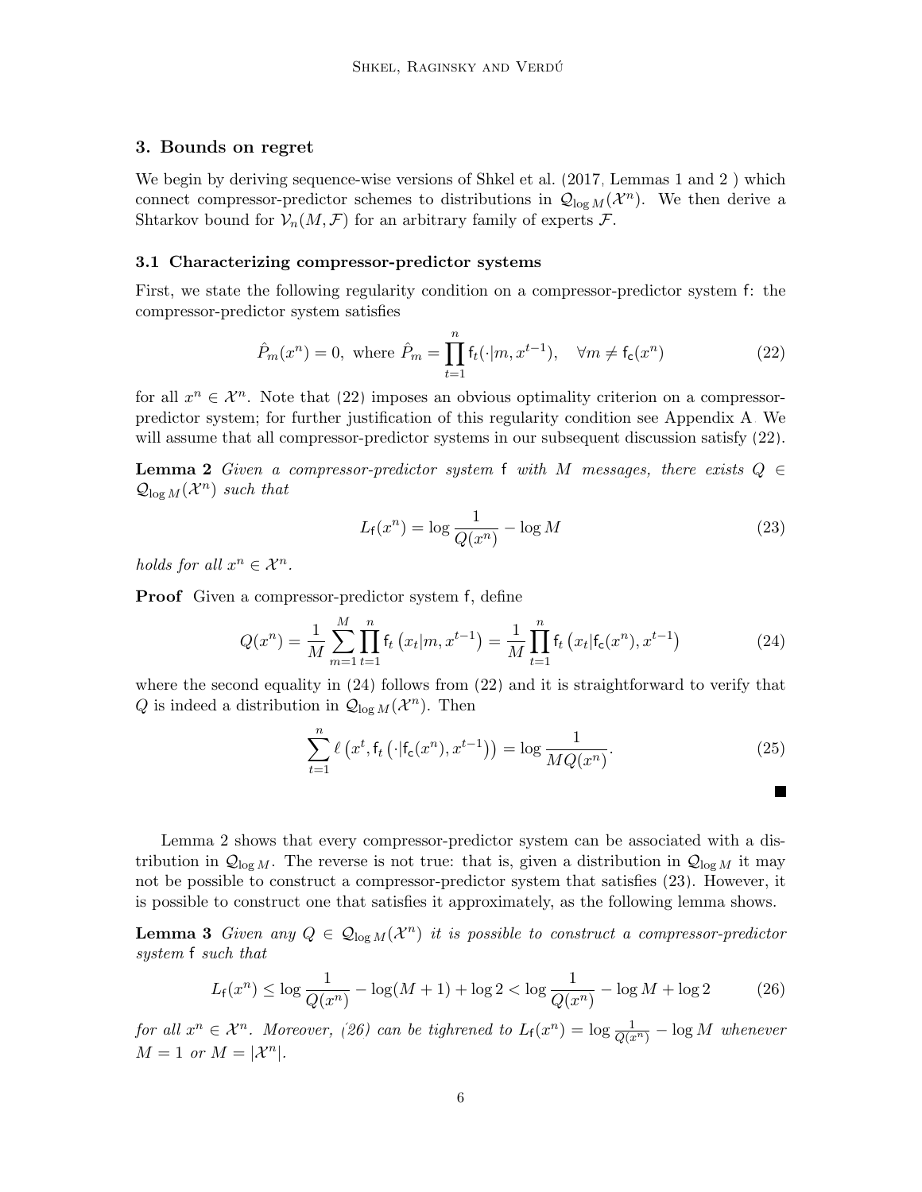## 3. Bounds on regret

We begin by deriving sequence-wise versions of Shkel et al. (2017, Lemmas 1 and 2 ) which connect compressor-predictor schemes to distributions in $\mathcal{Q}_{\log M}(\mathcal{X}^n)$. We then derive a Shtarkov bound for $\mathcal{V}_n(M, \mathcal{F})$ for an arbitrary family of experts $\mathcal{F}$.

### 3.1 Characterizing compressor-predictor systems

First, we state the following regularity condition on a compressor-predictor system $\mathsf{f}$: the compressor-predictor system satisfies

$$\hat{P}_m(x^n) = 0, \text{ where } \hat{P}_m = \prod_{t=1}^{n} \mathsf{f}_t(\cdot|m, x^{t-1}), \quad \forall m \neq \mathsf{f_c}(x^n) \tag{22}$$

for all $x^n \in \mathcal{X}^n$. Note that (22) imposes an obvious optimality criterion on a compressor-predictor system; for further justification of this regularity condition see Appendix A. We will assume that all compressor-predictor systems in our subsequent discussion satisfy (22).

**Lemma 2** *Given a compressor-predictor system* $\mathsf{f}$ *with* $M$ *messages, there exists* $Q \in \mathcal{Q}_{\log M}(\mathcal{X}^n)$ *such that*

$$L_{\mathsf{f}}(x^n) = \log \frac{1}{Q(x^n)} - \log M \tag{23}$$

*holds for all* $x^n \in \mathcal{X}^n$.

**Proof** Given a compressor-predictor system $\mathsf{f}$, define

$$Q(x^n) = \frac{1}{M} \sum_{m=1}^{M} \prod_{t=1}^{n} \mathsf{f}_t\left(x_t|m, x^{t-1}\right) = \frac{1}{M} \prod_{t=1}^{n} \mathsf{f}_t\left(x_t|\mathsf{f_c}(x^n), x^{t-1}\right) \tag{24}$$

where the second equality in (24) follows from (22) and it is straightforward to verify that $Q$ is indeed a distribution in $\mathcal{Q}_{\log M}(\mathcal{X}^n)$. Then

$$\sum_{t=1}^{n} \ell\left(x^t, \mathsf{f}_t\left(\cdot|\mathsf{f_c}(x^n), x^{t-1}\right)\right) = \log \frac{1}{MQ(x^n)}. \tag{25}$$

■

Lemma 2 shows that every compressor-predictor system can be associated with a distribution in $\mathcal{Q}_{\log M}$. The reverse is not true: that is, given a distribution in $\mathcal{Q}_{\log M}$ it may not be possible to construct a compressor-predictor system that satisfies (23). However, it is possible to construct one that satisfies it approximately, as the following lemma shows.

**Lemma 3** *Given any* $Q \in \mathcal{Q}_{\log M}(\mathcal{X}^n)$ *it is possible to construct a compressor-predictor system* $\mathsf{f}$ *such that*

$$L_{\mathsf{f}}(x^n) \leq \log \frac{1}{Q(x^n)} - \log(M+1) + \log 2 < \log \frac{1}{Q(x^n)} - \log M + \log 2 \tag{26}$$

*for all* $x^n \in \mathcal{X}^n$*. Moreover, (26) can be tighrened to* $L_{\mathsf{f}}(x^n) = \log \frac{1}{Q(x^n)} - \log M$ *whenever* $M = 1$ *or* $M = |\mathcal{X}^n|$.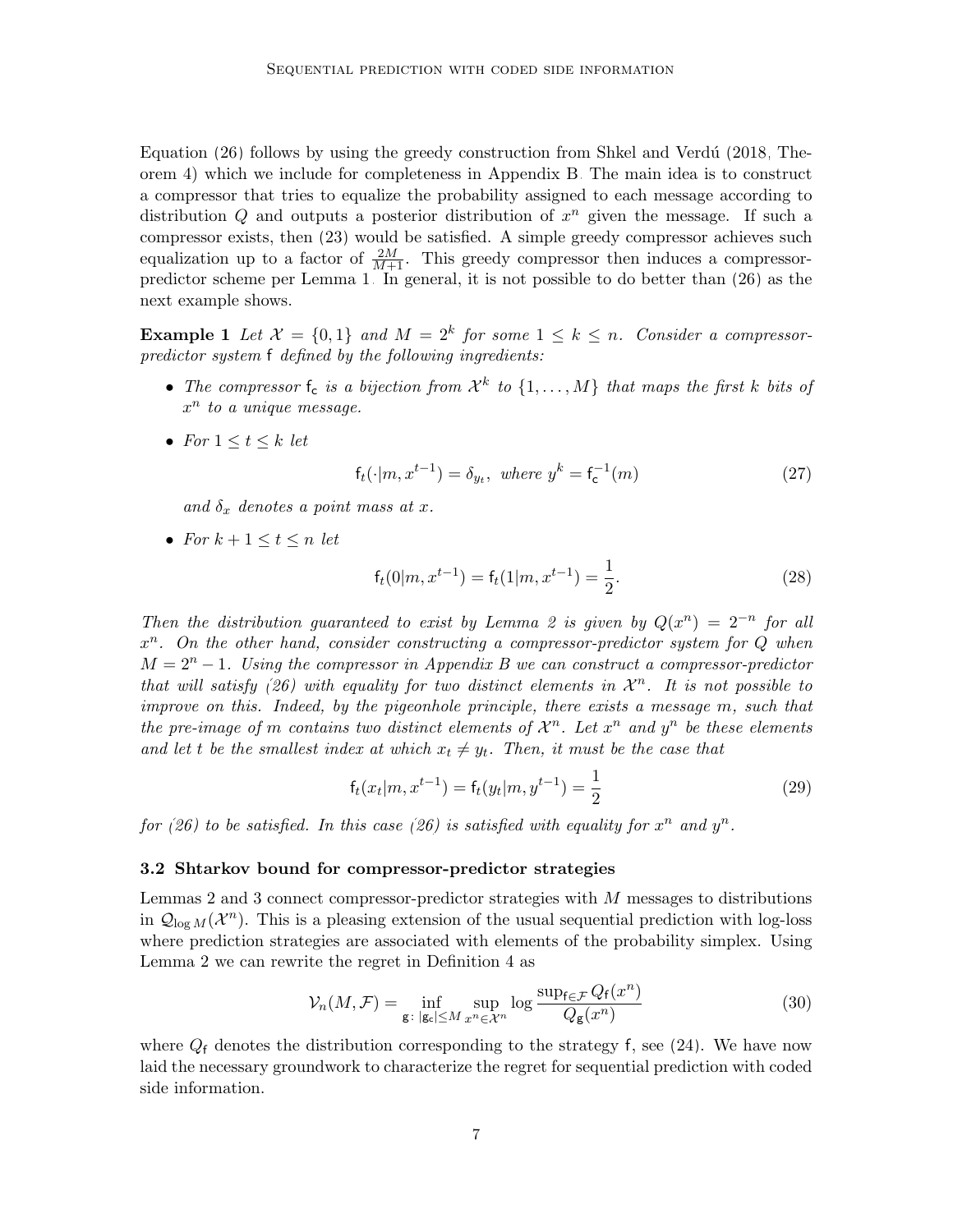Equation (26) follows by using the greedy construction from Shkel and Verdú (2018, Theorem 4) which we include for completeness in Appendix B. The main idea is to construct a compressor that tries to equalize the probability assigned to each message according to distribution $Q$ and outputs a posterior distribution of $x^n$ given the message. If such a compressor exists, then (23) would be satisfied. A simple greedy compressor achieves such equalization up to a factor of $\frac{2M}{M+1}$. This greedy compressor then induces a compressor-predictor scheme per Lemma 1. In general, it is not possible to do better than (26) as the next example shows.

**Example 1** *Let $\mathcal{X} = \{0, 1\}$ and $M = 2^k$ for some $1 \leq k \leq n$. Consider a compressor-predictor system $\mathsf{f}$ defined by the following ingredients:*

- *The compressor $\mathsf{f}_\mathsf{c}$ is a bijection from $\mathcal{X}^k$ to $\{1, \dots, M\}$ that maps the first $k$ bits of $x^n$ to a unique message.*
- *For $1 \leq t \leq k$ let*

$$\mathsf{f}_t(\cdot|m, x^{t-1}) = \delta_{y_t}, \text{ where } y^k = \mathsf{f}_\mathsf{c}^{-1}(m) \tag{27}$$

*and $\delta_x$ denotes a point mass at $x$.*

- *For $k + 1 \leq t \leq n$ let*

$$\mathsf{f}_t(0|m, x^{t-1}) = \mathsf{f}_t(1|m, x^{t-1}) = \frac{1}{2}. \tag{28}$$

*Then the distribution guaranteed to exist by Lemma 2 is given by $Q(x^n) = 2^{-n}$ for all $x^n$. On the other hand, consider constructing a compressor-predictor system for $Q$ when $M = 2^n - 1$. Using the compressor in Appendix B we can construct a compressor-predictor that will satisfy (26) with equality for two distinct elements in $\mathcal{X}^n$. It is not possible to improve on this. Indeed, by the pigeonhole principle, there exists a message $m$, such that the pre-image of $m$ contains two distinct elements of $\mathcal{X}^n$. Let $x^n$ and $y^n$ be these elements and let $t$ be the smallest index at which $x_t \neq y_t$. Then, it must be the case that*

$$\mathsf{f}_t(x_t|m, x^{t-1}) = \mathsf{f}_t(y_t|m, y^{t-1}) = \frac{1}{2} \tag{29}$$

*for (26) to be satisfied. In this case (26) is satisfied with equality for $x^n$ and $y^n$.*

### 3.2 Shtarkov bound for compressor-predictor strategies

Lemmas 2 and 3 connect compressor-predictor strategies with $M$ messages to distributions in $\mathcal{Q}_{\log M}(\mathcal{X}^n)$. This is a pleasing extension of the usual sequential prediction with log-loss where prediction strategies are associated with elements of the probability simplex. Using Lemma 2 we can rewrite the regret in Definition 4 as

$$\mathcal{V}_n(M, \mathcal{F}) = \inf_{\mathsf{g}\colon |\mathsf{g}_\mathsf{c}| \leq M} \sup_{x^n \in \mathcal{X}^n} \log \frac{\sup_{\mathsf{f} \in \mathcal{F}} Q_\mathsf{f}(x^n)}{Q_\mathsf{g}(x^n)} \tag{30}$$

where $Q_\mathsf{f}$ denotes the distribution corresponding to the strategy $\mathsf{f}$, see (24). We have now laid the necessary groundwork to characterize the regret for sequential prediction with coded side information.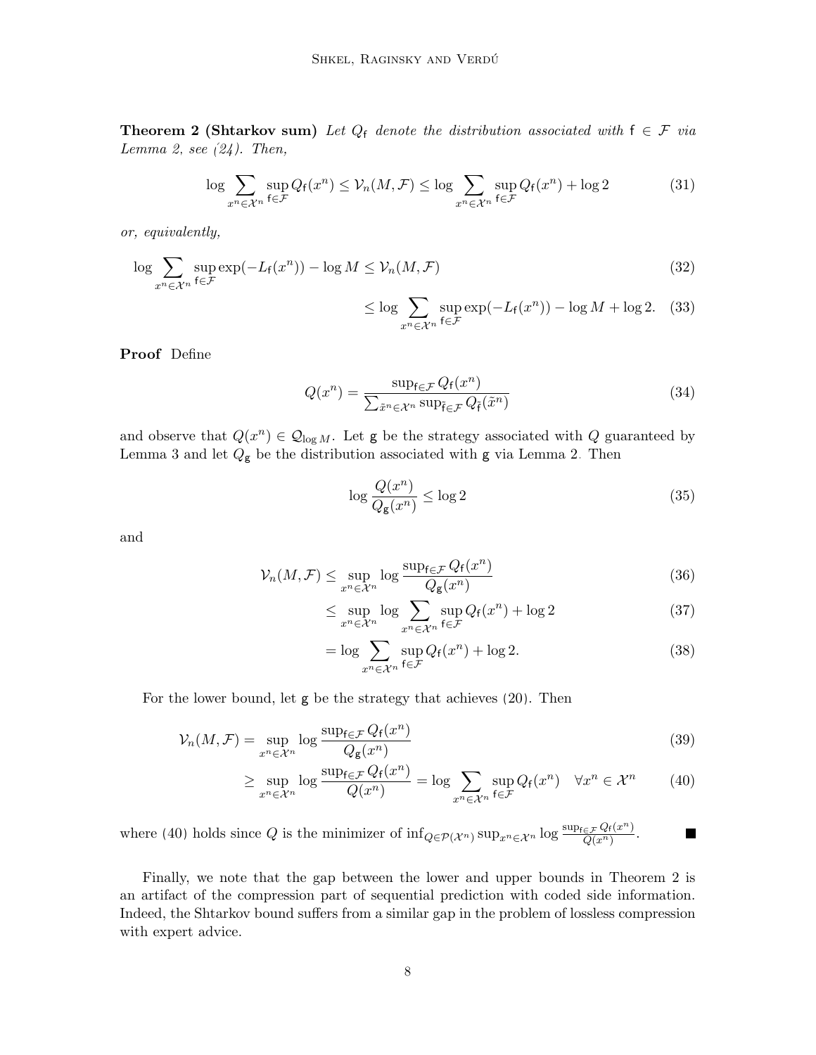**Theorem 2 (Shtarkov sum)** *Let $Q_{\mathsf{f}}$ denote the distribution associated with $\mathsf{f} \in \mathcal{F}$ via Lemma 2, see (24). Then,*

$$\log \sum_{x^n \in \mathcal{X}^n} \sup_{\mathsf{f} \in \mathcal{F}} Q_{\mathsf{f}}(x^n) \leq \mathcal{V}_n(M, \mathcal{F}) \leq \log \sum_{x^n \in \mathcal{X}^n} \sup_{\mathsf{f} \in \mathcal{F}} Q_{\mathsf{f}}(x^n) + \log 2 \tag{31}$$

*or, equivalently,*

$$\log \sum_{x^n \in \mathcal{X}^n} \sup_{\mathsf{f} \in \mathcal{F}} \exp(-L_{\mathsf{f}}(x^n)) - \log M \leq \mathcal{V}_n(M, \mathcal{F}) \tag{32}$$

$$\leq \log \sum_{x^n \in \mathcal{X}^n} \sup_{\mathsf{f} \in \mathcal{F}} \exp(-L_{\mathsf{f}}(x^n)) - \log M + \log 2. \tag{33}$$

**Proof** Define

$$Q(x^n) = \frac{\sup_{\mathsf{f} \in \mathcal{F}} Q_{\mathsf{f}}(x^n)}{\sum_{\tilde{x}^n \in \mathcal{X}^n} \sup_{\tilde{\mathsf{f}} \in \mathcal{F}} Q_{\tilde{\mathsf{f}}}(\tilde{x}^n)} \tag{34}$$

and observe that $Q(x^n) \in \mathcal{Q}_{\log M}$. Let $\mathsf{g}$ be the strategy associated with $Q$ guaranteed by Lemma 3 and let $Q_{\mathsf{g}}$ be the distribution associated with $\mathsf{g}$ via Lemma 2. Then

$$\log \frac{Q(x^n)}{Q_{\mathsf{g}}(x^n)} \leq \log 2 \tag{35}$$

and

$$\mathcal{V}_n(M, \mathcal{F}) \leq \sup_{x^n \in \mathcal{X}^n} \log \frac{\sup_{\mathsf{f} \in \mathcal{F}} Q_{\mathsf{f}}(x^n)}{Q_{\mathsf{g}}(x^n)} \tag{36}$$

$$\leq \sup_{x^n \in \mathcal{X}^n} \log \sum_{x^n \in \mathcal{X}^n} \sup_{\mathsf{f} \in \mathcal{F}} Q_{\mathsf{f}}(x^n) + \log 2 \tag{37}$$

$$= \log \sum_{x^n \in \mathcal{X}^n} \sup_{\mathsf{f} \in \mathcal{F}} Q_{\mathsf{f}}(x^n) + \log 2. \tag{38}$$

For the lower bound, let $\mathsf{g}$ be the strategy that achieves (20). Then

$$\mathcal{V}_n(M, \mathcal{F}) = \sup_{x^n \in \mathcal{X}^n} \log \frac{\sup_{\mathsf{f} \in \mathcal{F}} Q_{\mathsf{f}}(x^n)}{Q_{\mathsf{g}}(x^n)} \tag{39}$$

$$\geq \sup_{x^n \in \mathcal{X}^n} \log \frac{\sup_{\mathsf{f} \in \mathcal{F}} Q_{\mathsf{f}}(x^n)}{Q(x^n)} = \log \sum_{x^n \in \mathcal{X}^n} \sup_{\mathsf{f} \in \mathcal{F}} Q_{\mathsf{f}}(x^n) \quad \forall x^n \in \mathcal{X}^n \tag{40}$$

where (40) holds since $Q$ is the minimizer of $\inf_{Q \in \mathcal{P}(\mathcal{X}^n)} \sup_{x^n \in \mathcal{X}^n} \log \frac{\sup_{\mathsf{f} \in \mathcal{F}} Q_{\mathsf{f}}(x^n)}{Q(x^n)}$. ∎

Finally, we note that the gap between the lower and upper bounds in Theorem 2 is an artifact of the compression part of sequential prediction with coded side information. Indeed, the Shtarkov bound suffers from a similar gap in the problem of lossless compression with expert advice.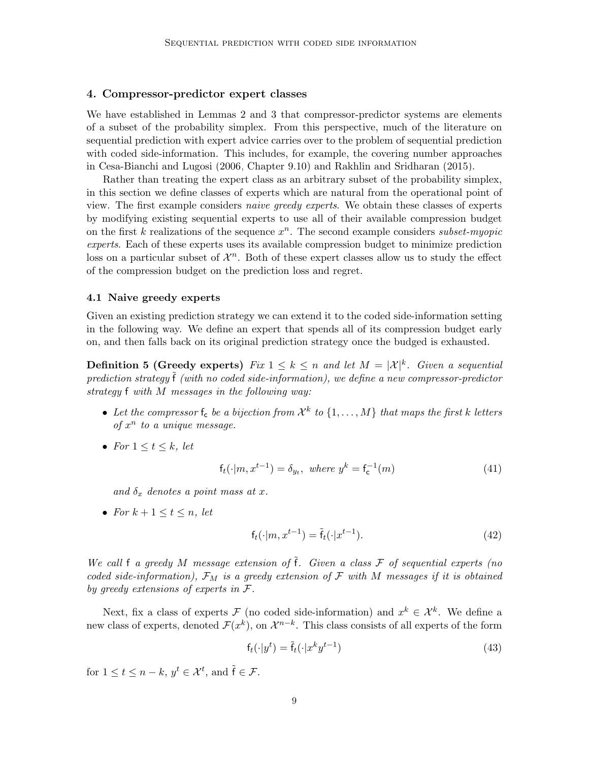## 4. Compressor-predictor expert classes

We have established in Lemmas 2 and 3 that compressor-predictor systems are elements of a subset of the probability simplex. From this perspective, much of the literature on sequential prediction with expert advice carries over to the problem of sequential prediction with coded side-information. This includes, for example, the covering number approaches in Cesa-Bianchi and Lugosi (2006, Chapter 9.10) and Rakhlin and Sridharan (2015).

Rather than treating the expert class as an arbitrary subset of the probability simplex, in this section we define classes of experts which are natural from the operational point of view. The first example considers *naive greedy experts*. We obtain these classes of experts by modifying existing sequential experts to use all of their available compression budget on the first $k$ realizations of the sequence $x^n$. The second example considers *subset-myopic experts*. Each of these experts uses its available compression budget to minimize prediction loss on a particular subset of $\mathcal{X}^n$. Both of these expert classes allow us to study the effect of the compression budget on the prediction loss and regret.

### 4.1 Naive greedy experts

Given an existing prediction strategy we can extend it to the coded side-information setting in the following way. We define an expert that spends all of its compression budget early on, and then falls back on its original prediction strategy once the budged is exhausted.

**Definition 5 (Greedy experts)** *Fix $1 \leq k \leq n$ and let $M = |\mathcal{X}|^k$. Given a sequential prediction strategy $\tilde{\mathsf{f}}$ (with no coded side-information), we define a new compressor-predictor strategy $\mathsf{f}$ with $M$ messages in the following way:*

- *Let the compressor $\mathsf{f}_\mathsf{c}$ be a bijection from $\mathcal{X}^k$ to $\{1, \ldots, M\}$ that maps the first $k$ letters of $x^n$ to a unique message.*
- *For $1 \leq t \leq k$, let*

$$\mathsf{f}_t(\cdot|m, x^{t-1}) = \delta_{y_t}, \text{ where } y^k = \mathsf{f}_\mathsf{c}^{-1}(m) \tag{41}$$

  *and $\delta_x$ denotes a point mass at $x$.*
- *For $k + 1 \leq t \leq n$, let*

$$\mathsf{f}_t(\cdot|m, x^{t-1}) = \tilde{\mathsf{f}}_t(\cdot|x^{t-1}). \tag{42}$$

*We call $\mathsf{f}$ a greedy $M$ message extension of $\tilde{\mathsf{f}}$. Given a class $\mathcal{F}$ of sequential experts (no coded side-information), $\mathcal{F}_M$ is a greedy extension of $\mathcal{F}$ with $M$ messages if it is obtained by greedy extensions of experts in $\mathcal{F}$.*

Next, fix a class of experts $\mathcal{F}$ (no coded side-information) and $x^k \in \mathcal{X}^k$. We define a new class of experts, denoted $\mathcal{F}(x^k)$, on $\mathcal{X}^{n-k}$. This class consists of all experts of the form

$$\mathsf{f}_t(\cdot|y^t) = \tilde{\mathsf{f}}_t(\cdot|x^k y^{t-1}) \tag{43}$$

for $1 \leq t \leq n - k$, $y^t \in \mathcal{X}^t$, and $\tilde{\mathsf{f}} \in \mathcal{F}$.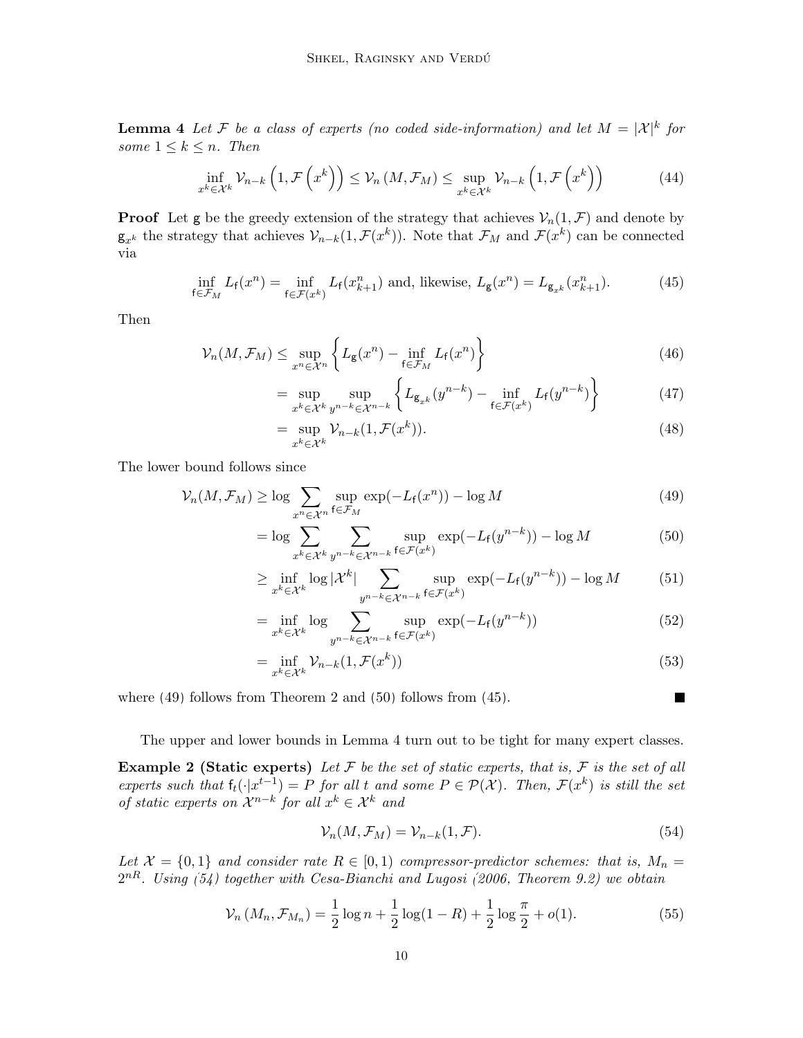**Lemma 4** *Let $\mathcal{F}$ be a class of experts (no coded side-information) and let $M = |\mathcal{X}|^k$ for some $1 \leq k \leq n$. Then*

$$\inf_{x^k \in \mathcal{X}^k} \mathcal{V}_{n-k}\left(1, \mathcal{F}\left(x^k\right)\right) \leq \mathcal{V}_n\left(M, \mathcal{F}_M\right) \leq \sup_{x^k \in \mathcal{X}^k} \mathcal{V}_{n-k}\left(1, \mathcal{F}\left(x^k\right)\right) \tag{44}$$

**Proof** Let $\mathsf{g}$ be the greedy extension of the strategy that achieves $\mathcal{V}_n(1, \mathcal{F})$ and denote by $\mathsf{g}_{x^k}$ the strategy that achieves $\mathcal{V}_{n-k}(1, \mathcal{F}(x^k))$. Note that $\mathcal{F}_M$ and $\mathcal{F}(x^k)$ can be connected via

$$\inf_{\mathsf{f} \in \mathcal{F}_M} L_{\mathsf{f}}(x^n) = \inf_{\mathsf{f} \in \mathcal{F}(x^k)} L_{\mathsf{f}}(x^n_{k+1}) \text{ and, likewise, } L_{\mathsf{g}}(x^n) = L_{\mathsf{g}_{x^k}}(x^n_{k+1}). \tag{45}$$

Then

$$\mathcal{V}_n(M, \mathcal{F}_M) \leq \sup_{x^n \in \mathcal{X}^n} \left\{ L_{\mathsf{g}}(x^n) - \inf_{\mathsf{f} \in \mathcal{F}_M} L_{\mathsf{f}}(x^n) \right\} \tag{46}$$

$$= \sup_{x^k \in \mathcal{X}^k} \sup_{y^{n-k} \in \mathcal{X}^{n-k}} \left\{ L_{\mathsf{g}_{x^k}}(y^{n-k}) - \inf_{\mathsf{f} \in \mathcal{F}(x^k)} L_{\mathsf{f}}(y^{n-k}) \right\} \tag{47}$$

$$= \sup_{x^k \in \mathcal{X}^k} \mathcal{V}_{n-k}(1, \mathcal{F}(x^k)). \tag{48}$$

The lower bound follows since

$$\mathcal{V}_n(M, \mathcal{F}_M) \geq \log \sum_{x^n \in \mathcal{X}^n} \sup_{\mathsf{f} \in \mathcal{F}_M} \exp(-L_{\mathsf{f}}(x^n)) - \log M \tag{49}$$

$$= \log \sum_{x^k \in \mathcal{X}^k} \sum_{y^{n-k} \in \mathcal{X}^{n-k}} \sup_{\mathsf{f} \in \mathcal{F}(x^k)} \exp(-L_{\mathsf{f}}(y^{n-k})) - \log M \tag{50}$$

$$\geq \inf_{x^k \in \mathcal{X}^k} \log |\mathcal{X}^k| \sum_{y^{n-k} \in \mathcal{X}^{n-k}} \sup_{\mathsf{f} \in \mathcal{F}(x^k)} \exp(-L_{\mathsf{f}}(y^{n-k})) - \log M \tag{51}$$

$$= \inf_{x^k \in \mathcal{X}^k} \log \sum_{y^{n-k} \in \mathcal{X}^{n-k}} \sup_{\mathsf{f} \in \mathcal{F}(x^k)} \exp(-L_{\mathsf{f}}(y^{n-k})) \tag{52}$$

$$= \inf_{x^k \in \mathcal{X}^k} \mathcal{V}_{n-k}(1, \mathcal{F}(x^k)) \tag{53}$$

where (49) follows from Theorem 2 and (50) follows from (45). ∎

The upper and lower bounds in Lemma 4 turn out to be tight for many expert classes.

**Example 2 (Static experts)** *Let $\mathcal{F}$ be the set of static experts, that is, $\mathcal{F}$ is the set of all experts such that $\mathsf{f}_t(\cdot|x^{t-1}) = P$ for all $t$ and some $P \in \mathcal{P}(\mathcal{X})$. Then, $\mathcal{F}(x^k)$ is still the set of static experts on $\mathcal{X}^{n-k}$ for all $x^k \in \mathcal{X}^k$ and*

$$\mathcal{V}_n(M, \mathcal{F}_M) = \mathcal{V}_{n-k}(1, \mathcal{F}). \tag{54}$$

*Let $\mathcal{X} = \{0, 1\}$ and consider rate $R \in [0, 1)$ compressor-predictor schemes: that is, $M_n = 2^{nR}$. Using (54) together with Cesa-Bianchi and Lugosi (2006, Theorem 9.2) we obtain*

$$\mathcal{V}_n\left(M_n, \mathcal{F}_{M_n}\right) = \frac{1}{2} \log n + \frac{1}{2} \log(1 - R) + \frac{1}{2} \log \frac{\pi}{2} + o(1). \tag{55}$$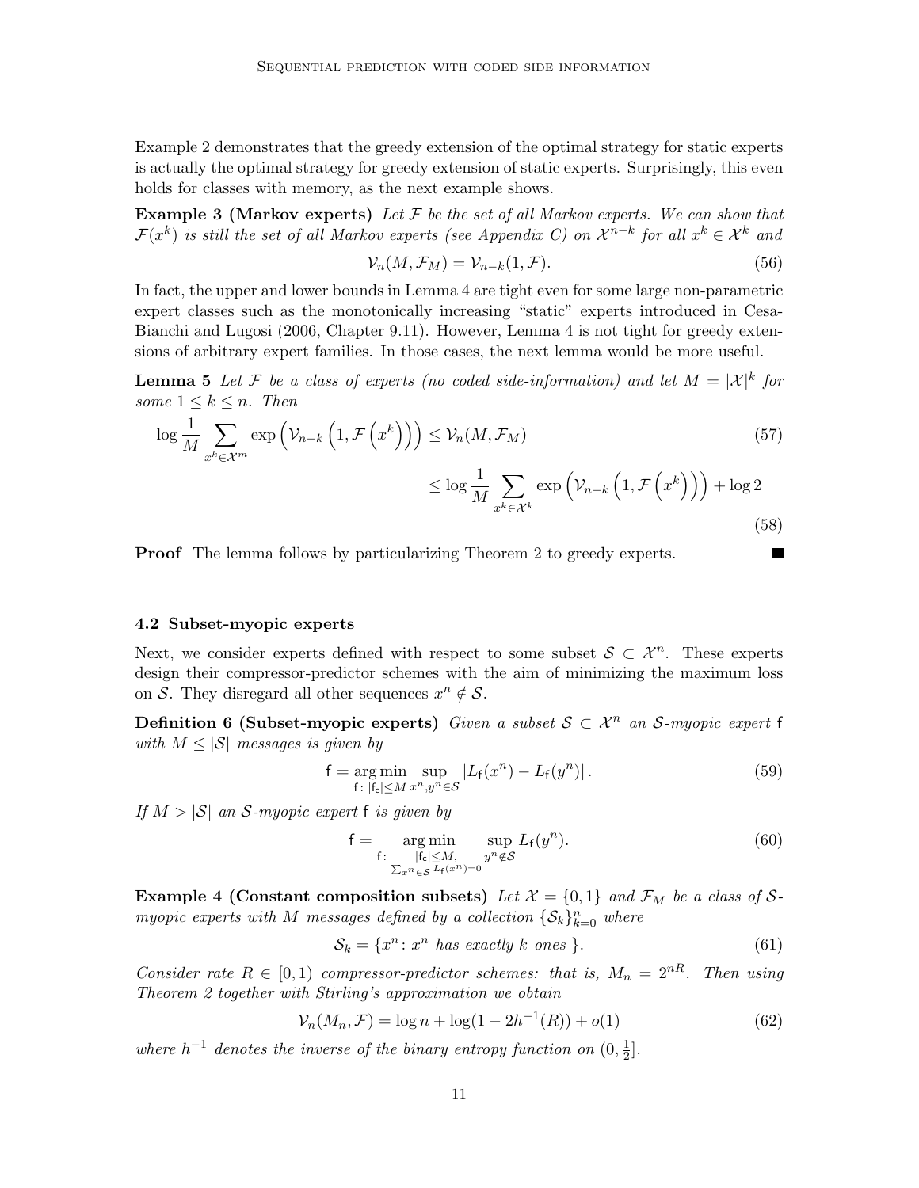Example 2 demonstrates that the greedy extension of the optimal strategy for static experts is actually the optimal strategy for greedy extension of static experts. Surprisingly, this even holds for classes with memory, as the next example shows.

**Example 3 (Markov experts)** *Let $\mathcal{F}$ be the set of all Markov experts. We can show that $\mathcal{F}(x^k)$ is still the set of all Markov experts (see Appendix C) on $\mathcal{X}^{n-k}$ for all $x^k \in \mathcal{X}^k$ and*

$$\mathcal{V}_n(M, \mathcal{F}_M) = \mathcal{V}_{n-k}(1, \mathcal{F}). \tag{56}$$

In fact, the upper and lower bounds in Lemma 4 are tight even for some large non-parametric expert classes such as the monotonically increasing "static" experts introduced in Cesa-Bianchi and Lugosi (2006, Chapter 9.11). However, Lemma 4 is not tight for greedy extensions of arbitrary expert families. In those cases, the next lemma would be more useful.

**Lemma 5** *Let $\mathcal{F}$ be a class of experts (no coded side-information) and let $M = |\mathcal{X}|^k$ for some $1 \leq k \leq n$. Then*

$$\log \frac{1}{M} \sum_{x^k \in \mathcal{X}^m} \exp\left(\mathcal{V}_{n-k}\left(1, \mathcal{F}\left(x^k\right)\right)\right) \leq \mathcal{V}_n(M, \mathcal{F}_M) \tag{57}$$

$$\leq \log \frac{1}{M} \sum_{x^k \in \mathcal{X}^k} \exp\left(\mathcal{V}_{n-k}\left(1, \mathcal{F}\left(x^k\right)\right)\right) + \log 2 \tag{58}$$

**Proof** The lemma follows by particularizing Theorem 2 to greedy experts. ∎

### 4.2 Subset-myopic experts

Next, we consider experts defined with respect to some subset $\mathcal{S} \subset \mathcal{X}^n$. These experts design their compressor-predictor schemes with the aim of minimizing the maximum loss on $\mathcal{S}$. They disregard all other sequences $x^n \notin \mathcal{S}$.

**Definition 6 (Subset-myopic experts)** *Given a subset $\mathcal{S} \subset \mathcal{X}^n$ an $\mathcal{S}$-myopic expert $\mathsf{f}$ with $M \leq |\mathcal{S}|$ messages is given by*

$$\mathsf{f} = \underset{\mathsf{f}\colon |\mathsf{f_c}| \leq M}{\arg\min} \sup_{x^n, y^n \in \mathcal{S}} \left| L_{\mathsf{f}}(x^n) - L_{\mathsf{f}}(y^n) \right|. \tag{59}$$

*If $M > |\mathcal{S}|$ an $\mathcal{S}$-myopic expert $\mathsf{f}$ is given by*

$$\mathsf{f} = \underset{\substack{\mathsf{f}\colon \quad |\mathsf{f_c}| \leq M, \\ \sum_{x^n \in \mathcal{S}} L_{\mathsf{f}}(x^n) = 0}}{\arg\min} \sup_{y^n \notin \mathcal{S}} L_{\mathsf{f}}(y^n). \tag{60}$$

**Example 4 (Constant composition subsets)** *Let $\mathcal{X} = \{0, 1\}$ and $\mathcal{F}_M$ be a class of $\mathcal{S}$-myopic experts with $M$ messages defined by a collection $\{\mathcal{S}_k\}_{k=0}^n$ where*

$$\mathcal{S}_k = \{x^n \colon x^n \text{ has exactly } k \text{ ones }\}. \tag{61}$$

*Consider rate $R \in [0, 1)$ compressor-predictor schemes: that is, $M_n = 2^{nR}$. Then using Theorem 2 together with Stirling's approximation we obtain*

$$\mathcal{V}_n(M_n, \mathcal{F}) = \log n + \log(1 - 2h^{-1}(R)) + o(1) \tag{62}$$

*where $h^{-1}$ denotes the inverse of the binary entropy function on $(0, \frac{1}{2}]$.*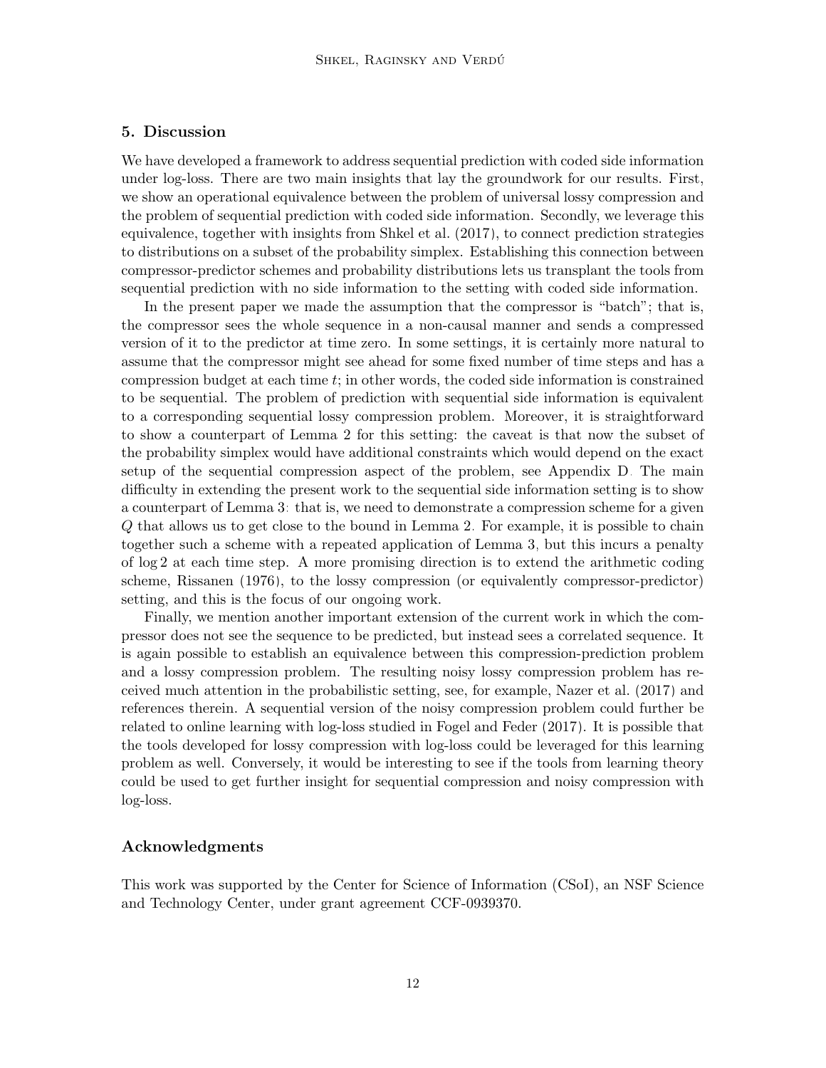## 5. Discussion

We have developed a framework to address sequential prediction with coded side information under log-loss. There are two main insights that lay the groundwork for our results. First, we show an operational equivalence between the problem of universal lossy compression and the problem of sequential prediction with coded side information. Secondly, we leverage this equivalence, together with insights from Shkel et al. (2017), to connect prediction strategies to distributions on a subset of the probability simplex. Establishing this connection between compressor-predictor schemes and probability distributions lets us transplant the tools from sequential prediction with no side information to the setting with coded side information.

In the present paper we made the assumption that the compressor is "batch"; that is, the compressor sees the whole sequence in a non-causal manner and sends a compressed version of it to the predictor at time zero. In some settings, it is certainly more natural to assume that the compressor might see ahead for some fixed number of time steps and has a compression budget at each time $t$; in other words, the coded side information is constrained to be sequential. The problem of prediction with sequential side information is equivalent to a corresponding sequential lossy compression problem. Moreover, it is straightforward to show a counterpart of Lemma 2 for this setting: the caveat is that now the subset of the probability simplex would have additional constraints which would depend on the exact setup of the sequential compression aspect of the problem, see Appendix D. The main difficulty in extending the present work to the sequential side information setting is to show a counterpart of Lemma 3: that is, we need to demonstrate a compression scheme for a given $Q$ that allows us to get close to the bound in Lemma 2. For example, it is possible to chain together such a scheme with a repeated application of Lemma 3, but this incurs a penalty of $\log 2$ at each time step. A more promising direction is to extend the arithmetic coding scheme, Rissanen (1976), to the lossy compression (or equivalently compressor-predictor) setting, and this is the focus of our ongoing work.

Finally, we mention another important extension of the current work in which the compressor does not see the sequence to be predicted, but instead sees a correlated sequence. It is again possible to establish an equivalence between this compression-prediction problem and a lossy compression problem. The resulting noisy lossy compression problem has received much attention in the probabilistic setting, see, for example, Nazer et al. (2017) and references therein. A sequential version of the noisy compression problem could further be related to online learning with log-loss studied in Fogel and Feder (2017). It is possible that the tools developed for lossy compression with log-loss could be leveraged for this learning problem as well. Conversely, it would be interesting to see if the tools from learning theory could be used to get further insight for sequential compression and noisy compression with log-loss.

## Acknowledgments

This work was supported by the Center for Science of Information (CSoI), an NSF Science and Technology Center, under grant agreement CCF-0939370.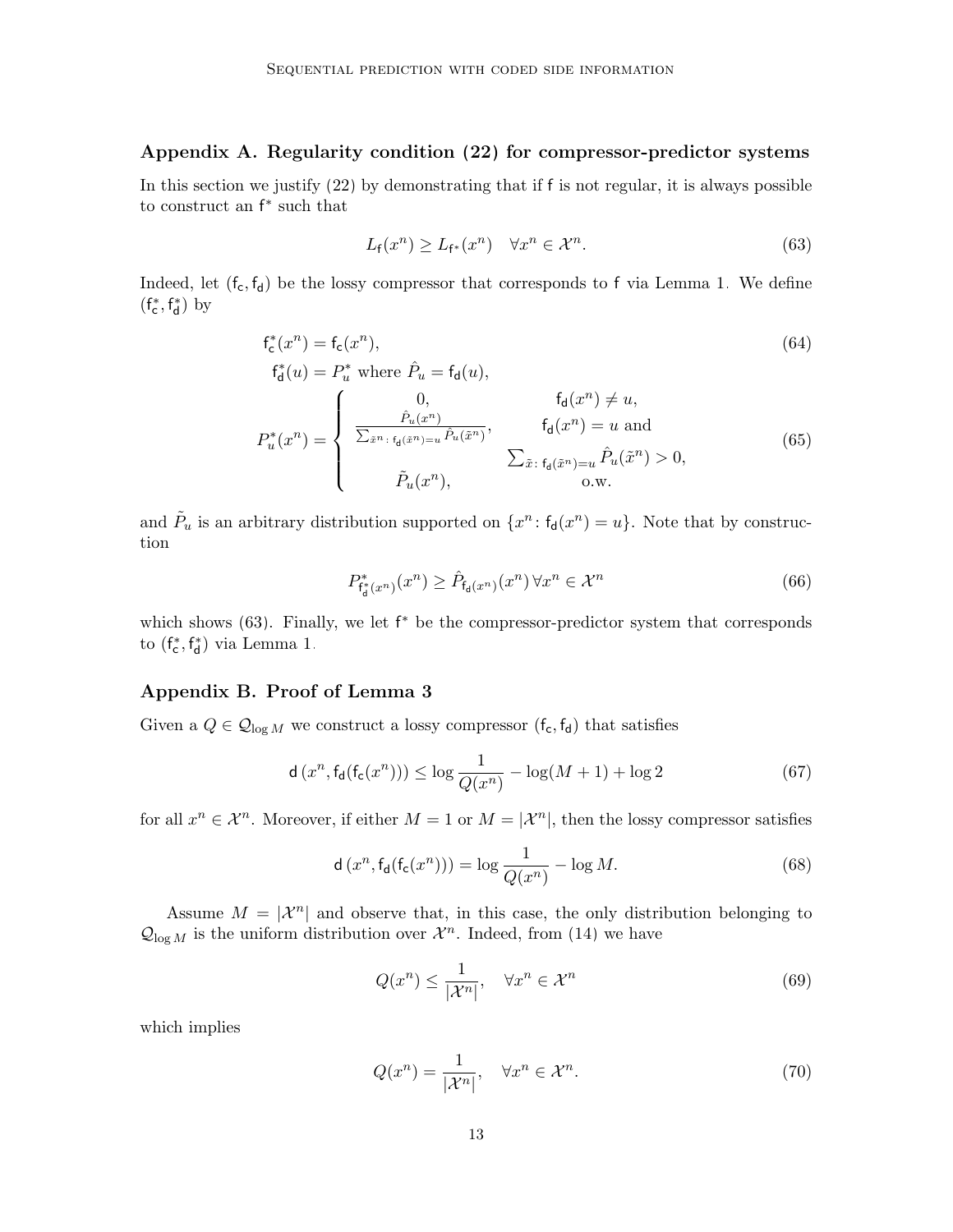## Appendix A. Regularity condition (22) for compressor-predictor systems

In this section we justify (22) by demonstrating that if $\mathsf{f}$ is not regular, it is always possible to construct an $\mathsf{f}^*$ such that

$$L_{\mathsf{f}}(x^n) \geq L_{\mathsf{f}^*}(x^n) \quad \forall x^n \in \mathcal{X}^n. \tag{63}$$

Indeed, let $(\mathsf{f}_\mathsf{c}, \mathsf{f}_\mathsf{d})$ be the lossy compressor that corresponds to $\mathsf{f}$ via Lemma 1. We define $(\mathsf{f}_\mathsf{c}^*, \mathsf{f}_\mathsf{d}^*)$ by

$$\mathsf{f}_\mathsf{c}^*(x^n) = \mathsf{f}_\mathsf{c}(x^n), \tag{64}$$

$$\mathsf{f}_\mathsf{d}^*(u) = P_u^* \text{ where } \hat{P}_u = \mathsf{f}_\mathsf{d}(u),$$

$$P_u^*(x^n) = \begin{cases} 0, & \mathsf{f}_\mathsf{d}(x^n) \neq u, \\ \frac{\hat{P}_u(x^n)}{\sum_{\tilde{x}^n : \, \mathsf{f}_\mathsf{d}(\tilde{x}^n) = u} \hat{P}_u(\tilde{x}^n)}, & \mathsf{f}_\mathsf{d}(x^n) = u \text{ and } \\ & \sum_{\tilde{x} : \, \mathsf{f}_\mathsf{d}(\tilde{x}^n) = u} \hat{P}_u(\tilde{x}^n) > 0, \\ \tilde{P}_u(x^n), & \text{o.w.} \end{cases} \tag{65}$$

and $\tilde{P}_u$ is an arbitrary distribution supported on $\{x^n : \mathsf{f}_\mathsf{d}(x^n) = u\}$. Note that by construction

$$P^*_{\mathsf{f}_\mathsf{d}^*(x^n)}(x^n) \geq \hat{P}_{\mathsf{f}_\mathsf{d}(x^n)}(x^n) \, \forall x^n \in \mathcal{X}^n \tag{66}$$

which shows (63). Finally, we let $\mathsf{f}^*$ be the compressor-predictor system that corresponds to $(\mathsf{f}_\mathsf{c}^*, \mathsf{f}_\mathsf{d}^*)$ via Lemma 1.

## Appendix B. Proof of Lemma 3

Given a $Q \in \mathcal{Q}_{\log M}$ we construct a lossy compressor $(\mathsf{f}_\mathsf{c}, \mathsf{f}_\mathsf{d})$ that satisfies

$$\mathsf{d}\left(x^n, \mathsf{f}_\mathsf{d}(\mathsf{f}_\mathsf{c}(x^n))\right) \leq \log \frac{1}{Q(x^n)} - \log(M+1) + \log 2 \tag{67}$$

for all $x^n \in \mathcal{X}^n$. Moreover, if either $M = 1$ or $M = |\mathcal{X}^n|$, then the lossy compressor satisfies

$$\mathsf{d}\left(x^n, \mathsf{f}_\mathsf{d}(\mathsf{f}_\mathsf{c}(x^n))\right) = \log \frac{1}{Q(x^n)} - \log M. \tag{68}$$

Assume $M = |\mathcal{X}^n|$ and observe that, in this case, the only distribution belonging to $\mathcal{Q}_{\log M}$ is the uniform distribution over $\mathcal{X}^n$. Indeed, from (14) we have

$$Q(x^n) \leq \frac{1}{|\mathcal{X}^n|}, \quad \forall x^n \in \mathcal{X}^n \tag{69}$$

which implies

$$Q(x^n) = \frac{1}{|\mathcal{X}^n|}, \quad \forall x^n \in \mathcal{X}^n. \tag{70}$$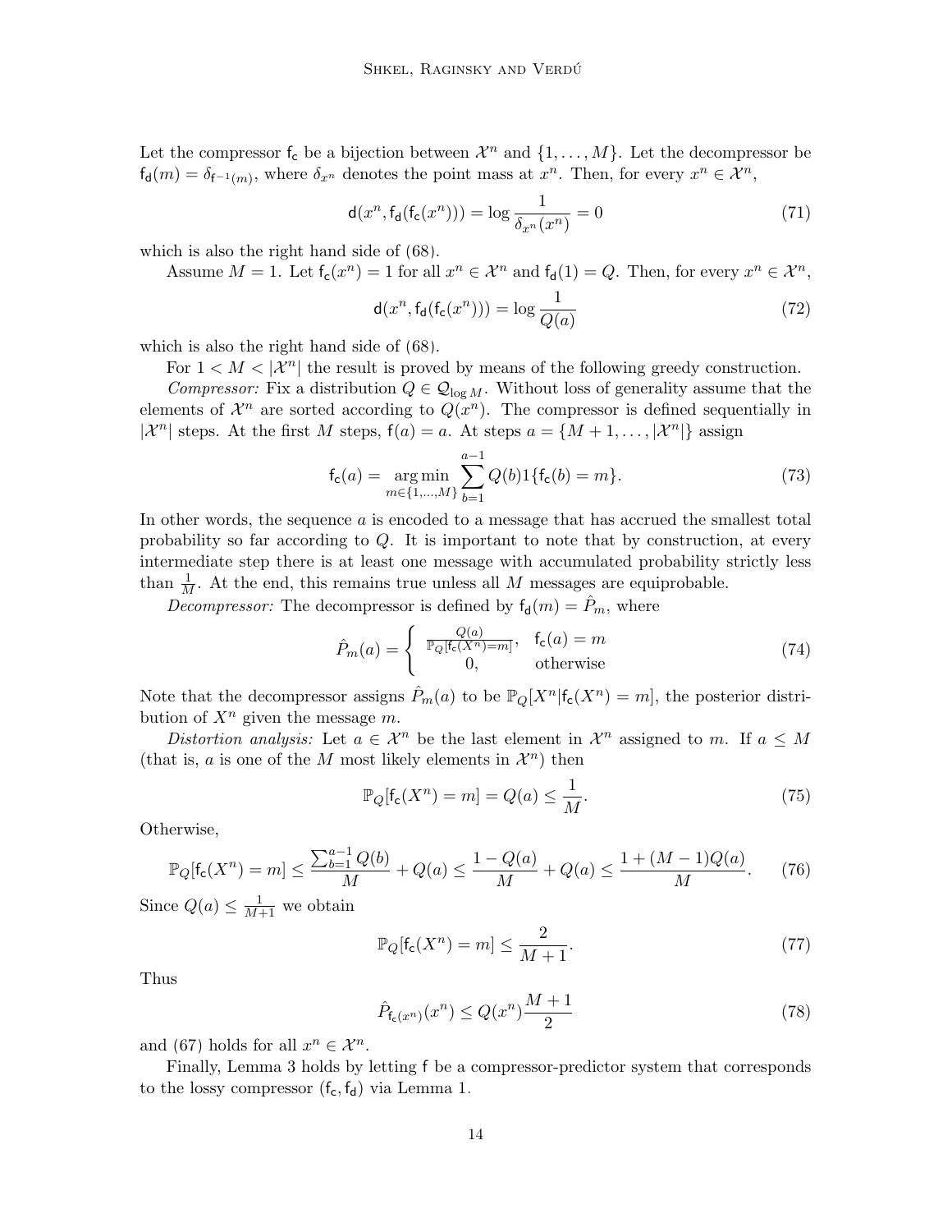Let the compressor $\mathsf{f_c}$ be a bijection between $\mathcal{X}^n$ and $\{1, \ldots, M\}$. Let the decompressor be $\mathsf{f_d}(m) = \delta_{\mathsf{f}^{-1}(m)}$, where $\delta_{x^n}$ denotes the point mass at $x^n$. Then, for every $x^n \in \mathcal{X}^n$,

$$\mathsf{d}(x^n, \mathsf{f_d}(\mathsf{f_c}(x^n))) = \log \frac{1}{\delta_{x^n}(x^n)} = 0 \tag{71}$$

which is also the right hand side of (68).

Assume $M = 1$. Let $\mathsf{f_c}(x^n) = 1$ for all $x^n \in \mathcal{X}^n$ and $\mathsf{f_d}(1) = Q$. Then, for every $x^n \in \mathcal{X}^n$,

$$\mathsf{d}(x^n, \mathsf{f_d}(\mathsf{f_c}(x^n))) = \log \frac{1}{Q(a)} \tag{72}$$

which is also the right hand side of (68).

For $1 < M < |\mathcal{X}^n|$ the result is proved by means of the following greedy construction.

*Compressor:* Fix a distribution $Q \in \mathcal{Q}_{\log M}$. Without loss of generality assume that the elements of $\mathcal{X}^n$ are sorted according to $Q(x^n)$. The compressor is defined sequentially in $|\mathcal{X}^n|$ steps. At the first $M$ steps, $\mathsf{f}(a) = a$. At steps $a = \{M+1, \ldots, |\mathcal{X}^n|\}$ assign

$$\mathsf{f_c}(a) = \operatorname*{arg\,min}_{m \in \{1, \ldots, M\}} \sum_{b=1}^{a-1} Q(b) 1\{\mathsf{f_c}(b) = m\}. \tag{73}$$

In other words, the sequence $a$ is encoded to a message that has accrued the smallest total probability so far according to $Q$. It is important to note that by construction, at every intermediate step there is at least one message with accumulated probability strictly less than $\frac{1}{M}$. At the end, this remains true unless all $M$ messages are equiprobable.

*Decompressor:* The decompressor is defined by $\mathsf{f_d}(m) = \hat{P}_m$, where

$$\hat{P}_m(a) = \begin{cases} \frac{Q(a)}{\mathbb{P}_Q[\mathsf{f_c}(X^n) = m]}, & \mathsf{f_c}(a) = m \\ 0, & \text{otherwise} \end{cases} \tag{74}$$

Note that the decompressor assigns $\hat{P}_m(a)$ to be $\mathbb{P}_Q[X^n | \mathsf{f_c}(X^n) = m]$, the posterior distribution of $X^n$ given the message $m$.

*Distortion analysis:* Let $a \in \mathcal{X}^n$ be the last element in $\mathcal{X}^n$ assigned to $m$. If $a \leq M$ (that is, $a$ is one of the $M$ most likely elements in $\mathcal{X}^n$) then

$$\mathbb{P}_Q[\mathsf{f_c}(X^n) = m] = Q(a) \leq \frac{1}{M}. \tag{75}$$

Otherwise,

$$\mathbb{P}_Q[\mathsf{f_c}(X^n) = m] \leq \frac{\sum_{b=1}^{a-1} Q(b)}{M} + Q(a) \leq \frac{1 - Q(a)}{M} + Q(a) \leq \frac{1 + (M-1)Q(a)}{M}. \tag{76}$$

Since $Q(a) \leq \frac{1}{M+1}$ we obtain

$$\mathbb{P}_Q[\mathsf{f_c}(X^n) = m] \leq \frac{2}{M+1}. \tag{77}$$

Thus

$$\hat{P}_{\mathsf{f_c}(x^n)}(x^n) \leq Q(x^n) \frac{M+1}{2} \tag{78}$$

and (67) holds for all $x^n \in \mathcal{X}^n$.

Finally, Lemma 3 holds by letting $\mathsf{f}$ be a compressor-predictor system that corresponds to the lossy compressor $(\mathsf{f_c}, \mathsf{f_d})$ via Lemma 1.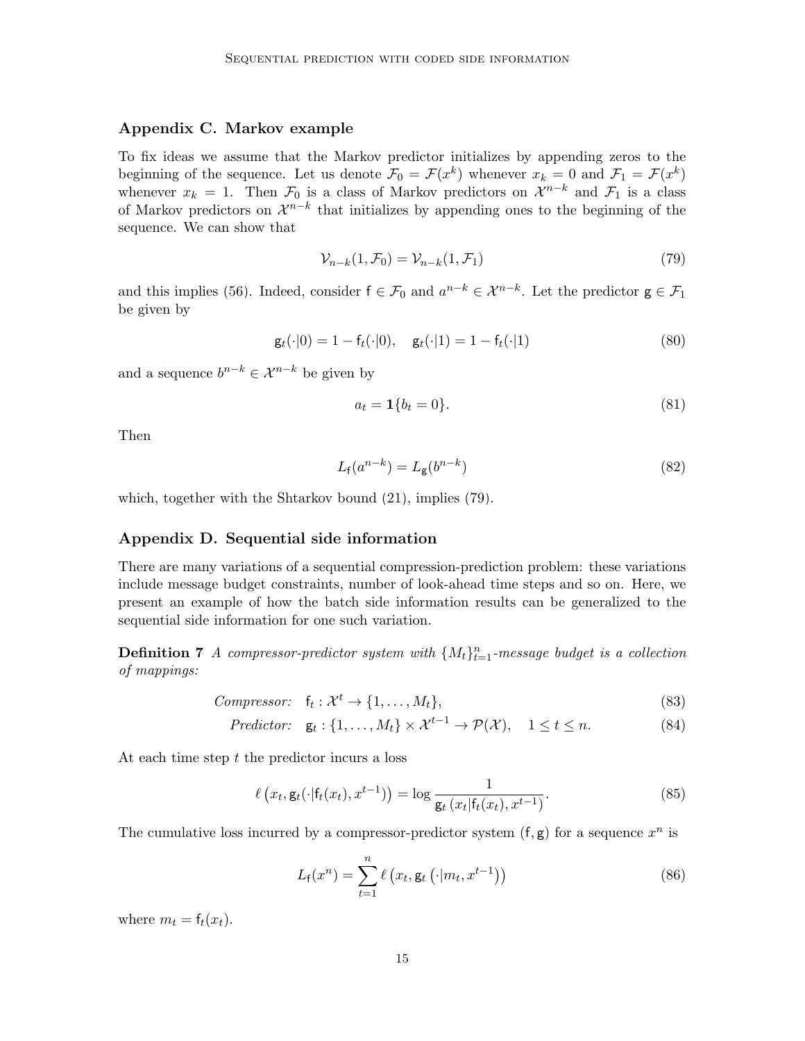## Appendix C. Markov example

To fix ideas we assume that the Markov predictor initializes by appending zeros to the beginning of the sequence. Let us denote $\mathcal{F}_0 = \mathcal{F}(x^k)$ whenever $x_k = 0$ and $\mathcal{F}_1 = \mathcal{F}(x^k)$ whenever $x_k = 1$. Then $\mathcal{F}_0$ is a class of Markov predictors on $\mathcal{X}^{n-k}$ and $\mathcal{F}_1$ is a class of Markov predictors on $\mathcal{X}^{n-k}$ that initializes by appending ones to the beginning of the sequence. We can show that

$$\mathcal{V}_{n-k}(1, \mathcal{F}_0) = \mathcal{V}_{n-k}(1, \mathcal{F}_1) \tag{79}$$

and this implies (56). Indeed, consider $\mathsf{f} \in \mathcal{F}_0$ and $a^{n-k} \in \mathcal{X}^{n-k}$. Let the predictor $\mathsf{g} \in \mathcal{F}_1$ be given by

$$\mathsf{g}_t(\cdot|0) = 1 - \mathsf{f}_t(\cdot|0), \quad \mathsf{g}_t(\cdot|1) = 1 - \mathsf{f}_t(\cdot|1) \tag{80}$$

and a sequence $b^{n-k} \in \mathcal{X}^{n-k}$ be given by

$$a_t = \mathbf{1}\{b_t = 0\}. \tag{81}$$

Then

$$L_{\mathsf{f}}(a^{n-k}) = L_{\mathsf{g}}(b^{n-k}) \tag{82}$$

which, together with the Shtarkov bound (21), implies (79).

## Appendix D. Sequential side information

There are many variations of a sequential compression-prediction problem: these variations include message budget constraints, number of look-ahead time steps and so on. Here, we present an example of how the batch side information results can be generalized to the sequential side information for one such variation.

**Definition 7** *A compressor-predictor system with $\{M_t\}_{t=1}^n$-message budget is a collection of mappings:*

$$\textit{Compressor:} \quad \mathsf{f}_t : \mathcal{X}^t \to \{1, \ldots, M_t\}, \tag{83}$$

$$\textit{Predictor:} \quad \mathsf{g}_t : \{1, \ldots, M_t\} \times \mathcal{X}^{t-1} \to \mathcal{P}(\mathcal{X}), \quad 1 \leq t \leq n. \tag{84}$$

At each time step $t$ the predictor incurs a loss

$$\ell\left(x_t, \mathsf{g}_t(\cdot|\mathsf{f}_t(x_t), x^{t-1})\right) = \log \frac{1}{\mathsf{g}_t\left(x_t|\mathsf{f}_t(x_t), x^{t-1}\right)}. \tag{85}$$

The cumulative loss incurred by a compressor-predictor system $(\mathsf{f}, \mathsf{g})$ for a sequence $x^n$ is

$$L_{\mathsf{f}}(x^n) = \sum_{t=1}^{n} \ell\left(x_t, \mathsf{g}_t\left(\cdot|m_t, x^{t-1}\right)\right) \tag{86}$$

where $m_t = \mathsf{f}_t(x_t)$.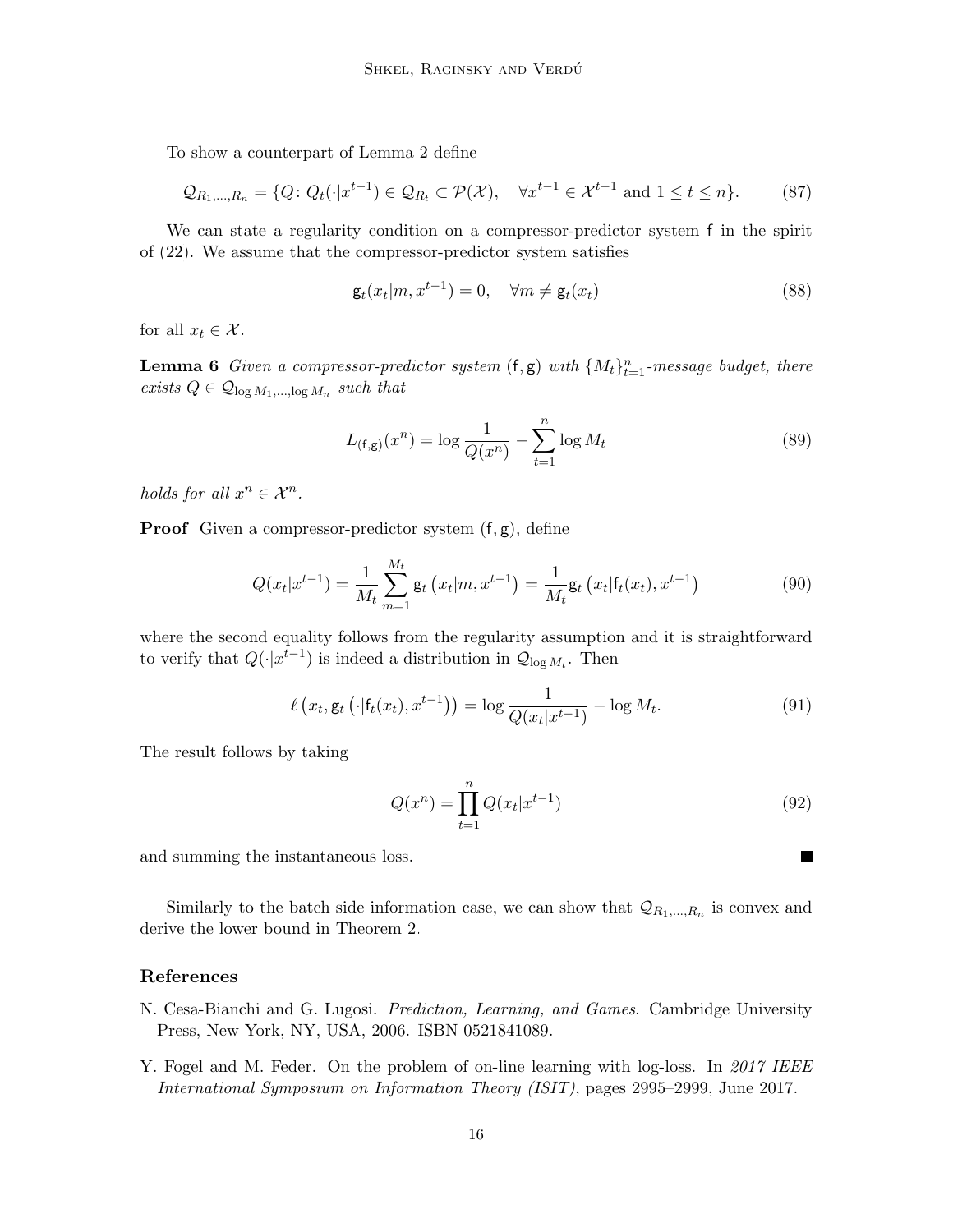To show a counterpart of Lemma 2 define

$$\mathcal{Q}_{R_1,\ldots,R_n} = \{Q\colon Q_t(\cdot|x^{t-1}) \in \mathcal{Q}_{R_t} \subset \mathcal{P}(\mathcal{X}), \quad \forall x^{t-1} \in \mathcal{X}^{t-1} \text{ and } 1 \leq t \leq n\}. \tag{87}$$

We can state a regularity condition on a compressor-predictor system $\mathsf{f}$ in the spirit of (22). We assume that the compressor-predictor system satisfies

$$\mathsf{g}_t(x_t|m, x^{t-1}) = 0, \quad \forall m \neq \mathsf{g}_t(x_t) \tag{88}$$

for all $x_t \in \mathcal{X}$.

**Lemma 6** *Given a compressor-predictor system* $(\mathsf{f}, \mathsf{g})$ *with* $\{M_t\}_{t=1}^n$*-message budget, there exists* $Q \in \mathcal{Q}_{\log M_1,\ldots,\log M_n}$ *such that*

$$L_{(\mathsf{f},\mathsf{g})}(x^n) = \log \frac{1}{Q(x^n)} - \sum_{t=1}^{n} \log M_t \tag{89}$$

*holds for all* $x^n \in \mathcal{X}^n$.

**Proof** Given a compressor-predictor system $(\mathsf{f}, \mathsf{g})$, define

$$Q(x_t|x^{t-1}) = \frac{1}{M_t} \sum_{m=1}^{M_t} \mathsf{g}_t\left(x_t|m, x^{t-1}\right) = \frac{1}{M_t} \mathsf{g}_t\left(x_t|\mathsf{f}_t(x_t), x^{t-1}\right) \tag{90}$$

where the second equality follows from the regularity assumption and it is straightforward to verify that $Q(\cdot|x^{t-1})$ is indeed a distribution in $\mathcal{Q}_{\log M_t}$. Then

$$\ell\left(x_t, \mathsf{g}_t\left(\cdot|\mathsf{f}_t(x_t), x^{t-1}\right)\right) = \log \frac{1}{Q(x_t|x^{t-1})} - \log M_t. \tag{91}$$

The result follows by taking

$$Q(x^n) = \prod_{t=1}^{n} Q(x_t|x^{t-1}) \tag{92}$$

and summing the instantaneous loss. ∎

Similarly to the batch side information case, we can show that $\mathcal{Q}_{R_1,\ldots,R_n}$ is convex and derive the lower bound in Theorem 2.

## References

N. Cesa-Bianchi and G. Lugosi. *Prediction, Learning, and Games*. Cambridge University Press, New York, NY, USA, 2006. ISBN 0521841089.

Y. Fogel and M. Feder. On the problem of on-line learning with log-loss. In *2017 IEEE International Symposium on Information Theory (ISIT)*, pages 2995–2999, June 2017.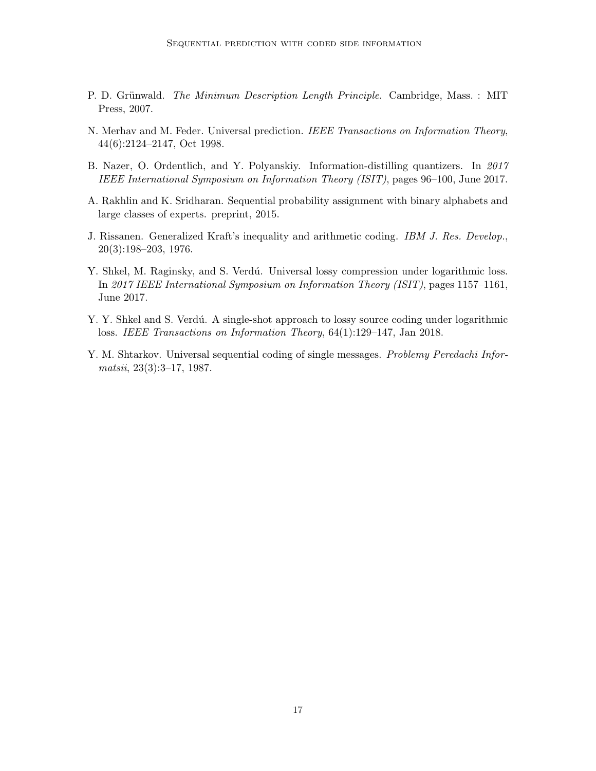P. D. Grünwald. *The Minimum Description Length Principle*. Cambridge, Mass. : MIT Press, 2007.

N. Merhav and M. Feder. Universal prediction. *IEEE Transactions on Information Theory*, 44(6):2124–2147, Oct 1998.

B. Nazer, O. Ordentlich, and Y. Polyanskiy. Information-distilling quantizers. In *2017 IEEE International Symposium on Information Theory (ISIT)*, pages 96–100, June 2017.

A. Rakhlin and K. Sridharan. Sequential probability assignment with binary alphabets and large classes of experts. preprint, 2015.

J. Rissanen. Generalized Kraft's inequality and arithmetic coding. *IBM J. Res. Develop.*, 20(3):198–203, 1976.

Y. Shkel, M. Raginsky, and S. Verdú. Universal lossy compression under logarithmic loss. In *2017 IEEE International Symposium on Information Theory (ISIT)*, pages 1157–1161, June 2017.

Y. Y. Shkel and S. Verdú. A single-shot approach to lossy source coding under logarithmic loss. *IEEE Transactions on Information Theory*, 64(1):129–147, Jan 2018.

Y. M. Shtarkov. Universal sequential coding of single messages. *Problemy Peredachi Informatsii*, 23(3):3–17, 1987.